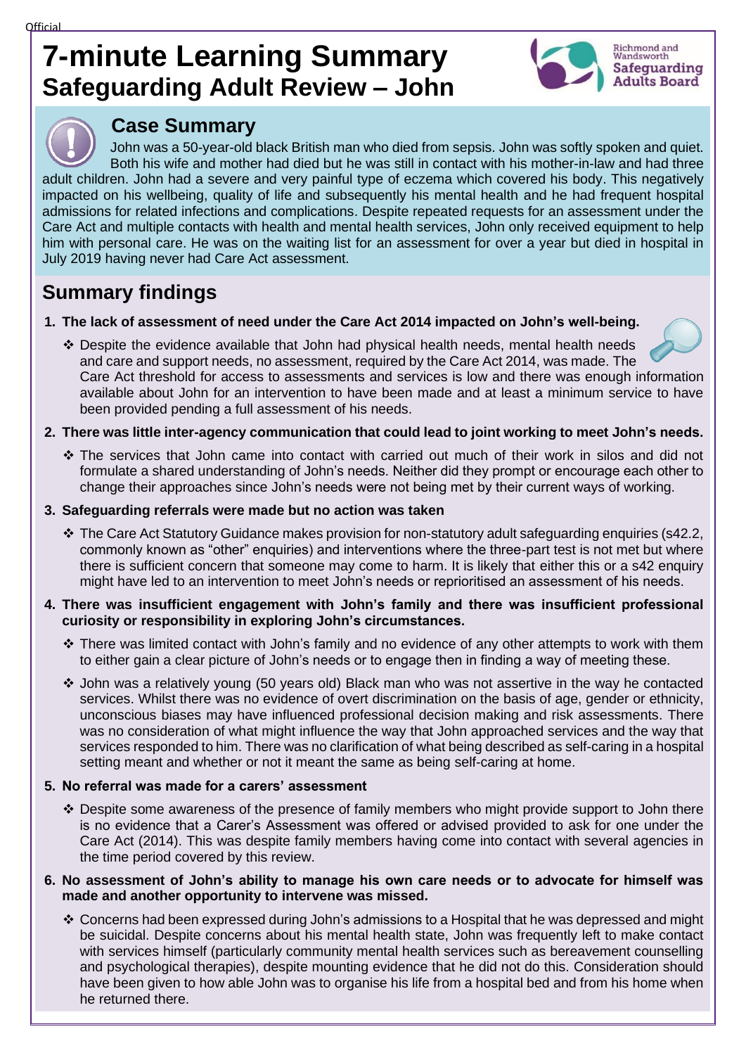# 7-minute Learning Summary
## Safeguarding Adult Review – John

Richmond and Wandsworth Safeguarding Adults Board

## Case Summary

John was a 50-year-old black British man who died from sepsis. John was softly spoken and quiet. Both his wife and mother had died but he was still in contact with his mother-in-law and had three adult children. John had a severe and very painful type of eczema which covered his body. This negatively impacted on his wellbeing, quality of life and subsequently his mental health and he had frequent hospital admissions for related infections and complications. Despite repeated requests for an assessment under the Care Act and multiple contacts with health and mental health services, John only received equipment to help him with personal care. He was on the waiting list for an assessment for over a year but died in hospital in July 2019 having never had Care Act assessment.

## Summary findings

1. **The lack of assessment of need under the Care Act 2014 impacted on John's well-being.**
   - Despite the evidence available that John had physical health needs, mental health needs and care and support needs, no assessment, required by the Care Act 2014, was made. The Care Act threshold for access to assessments and services is low and there was enough information available about John for an intervention to have been made and at least a minimum service to have been provided pending a full assessment of his needs.

2. **There was little inter-agency communication that could lead to joint working to meet John's needs.**
   - The services that John came into contact with carried out much of their work in silos and did not formulate a shared understanding of John's needs. Neither did they prompt or encourage each other to change their approaches since John's needs were not being met by their current ways of working.

3. **Safeguarding referrals were made but no action was taken**
   - The Care Act Statutory Guidance makes provision for non-statutory adult safeguarding enquiries (s42.2, commonly known as "other" enquiries) and interventions where the three-part test is not met but where there is sufficient concern that someone may come to harm. It is likely that either this or a s42 enquiry might have led to an intervention to meet John's needs or reprioritised an assessment of his needs.

4. **There was insufficient engagement with John's family and there was insufficient professional curiosity or responsibility in exploring John's circumstances.**
   - There was limited contact with John's family and no evidence of any other attempts to work with them to either gain a clear picture of John's needs or to engage then in finding a way of meeting these.
   - John was a relatively young (50 years old) Black man who was not assertive in the way he contacted services. Whilst there was no evidence of overt discrimination on the basis of age, gender or ethnicity, unconscious biases may have influenced professional decision making and risk assessments. There was no consideration of what might influence the way that John approached services and the way that services responded to him. There was no clarification of what being described as self-caring in a hospital setting meant and whether or not it meant the same as being self-caring at home.

5. **No referral was made for a carers' assessment**
   - Despite some awareness of the presence of family members who might provide support to John there is no evidence that a Carer's Assessment was offered or advised provided to ask for one under the Care Act (2014). This was despite family members having come into contact with several agencies in the time period covered by this review.

6. **No assessment of John's ability to manage his own care needs or to advocate for himself was made and another opportunity to intervene was missed.**
   - Concerns had been expressed during John's admissions to a Hospital that he was depressed and might be suicidal. Despite concerns about his mental health state, John was frequently left to make contact with services himself (particularly community mental health services such as bereavement counselling and psychological therapies), despite mounting evidence that he did not do this. Consideration should have been given to how able John was to organise his life from a hospital bed and from his home when he returned there.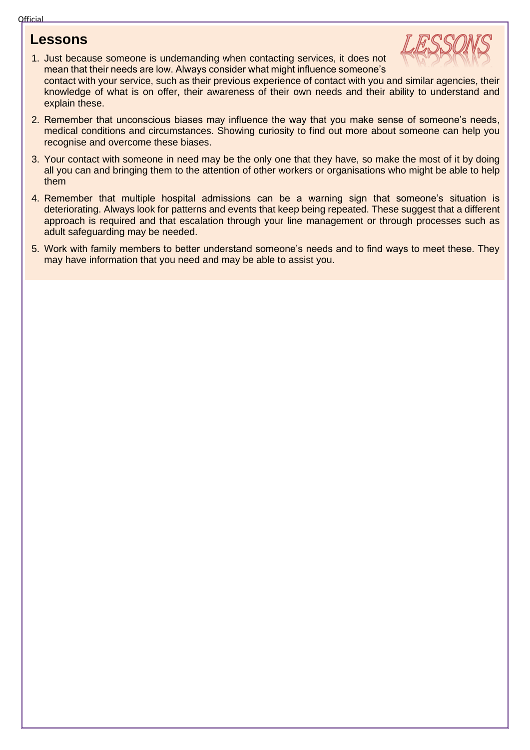## Lessons

1. Just because someone is undemanding when contacting services, it does not mean that their needs are low. Always consider what might influence someone's contact with your service, such as their previous experience of contact with you and similar agencies, their knowledge of what is on offer, their awareness of their own needs and their ability to understand and explain these.

2. Remember that unconscious biases may influence the way that you make sense of someone's needs, medical conditions and circumstances. Showing curiosity to find out more about someone can help you recognise and overcome these biases.

3. Your contact with someone in need may be the only one that they have, so make the most of it by doing all you can and bringing them to the attention of other workers or organisations who might be able to help them

4. Remember that multiple hospital admissions can be a warning sign that someone's situation is deteriorating. Always look for patterns and events that keep being repeated. These suggest that a different approach is required and that escalation through your line management or through processes such as adult safeguarding may be needed.

5. Work with family members to better understand someone's needs and to find ways to meet these. They may have information that you need and may be able to assist you.